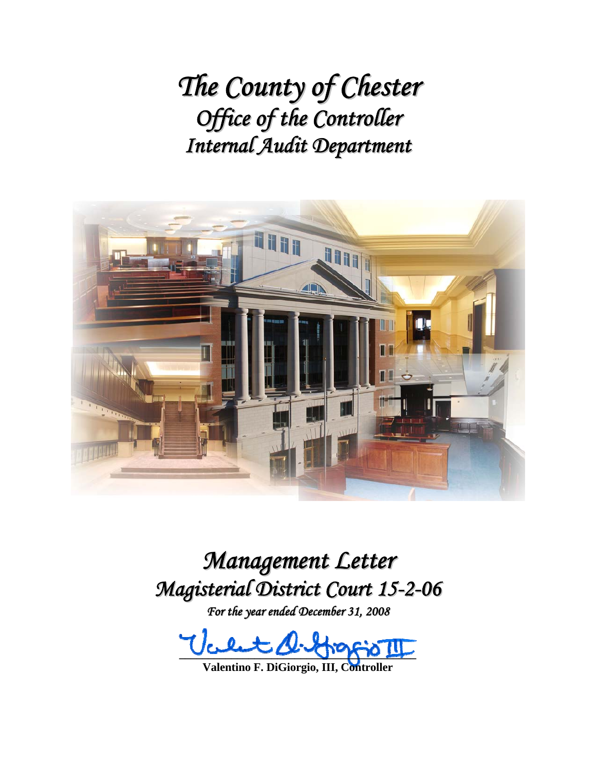# *The County of Chester*
## *Office of the Controller*
## *Internal Audit Department*

# *Management Letter*
# *Magisterial District Court 15-2-06*

*For the year ended December 31, 2008*

**Valentino F. DiGiorgio, III, Controller**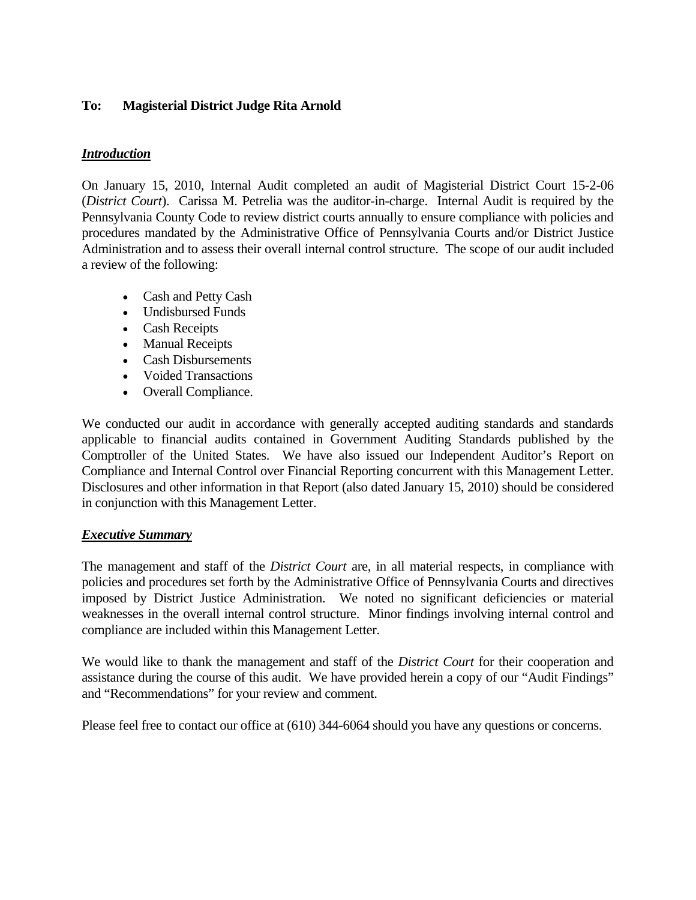**To: Magisterial District Judge Rita Arnold**

***Introduction***

On January 15, 2010, Internal Audit completed an audit of Magisterial District Court 15-2-06 (*District Court*). Carissa M. Petrelia was the auditor-in-charge. Internal Audit is required by the Pennsylvania County Code to review district courts annually to ensure compliance with policies and procedures mandated by the Administrative Office of Pennsylvania Courts and/or District Justice Administration and to assess their overall internal control structure. The scope of our audit included a review of the following:

- Cash and Petty Cash
- Undisbursed Funds
- Cash Receipts
- Manual Receipts
- Cash Disbursements
- Voided Transactions
- Overall Compliance.

We conducted our audit in accordance with generally accepted auditing standards and standards applicable to financial audits contained in Government Auditing Standards published by the Comptroller of the United States. We have also issued our Independent Auditor's Report on Compliance and Internal Control over Financial Reporting concurrent with this Management Letter. Disclosures and other information in that Report (also dated January 15, 2010) should be considered in conjunction with this Management Letter.

***Executive Summary***

The management and staff of the *District Court* are, in all material respects, in compliance with policies and procedures set forth by the Administrative Office of Pennsylvania Courts and directives imposed by District Justice Administration. We noted no significant deficiencies or material weaknesses in the overall internal control structure. Minor findings involving internal control and compliance are included within this Management Letter.

We would like to thank the management and staff of the *District Court* for their cooperation and assistance during the course of this audit. We have provided herein a copy of our "Audit Findings" and "Recommendations" for your review and comment.

Please feel free to contact our office at (610) 344-6064 should you have any questions or concerns.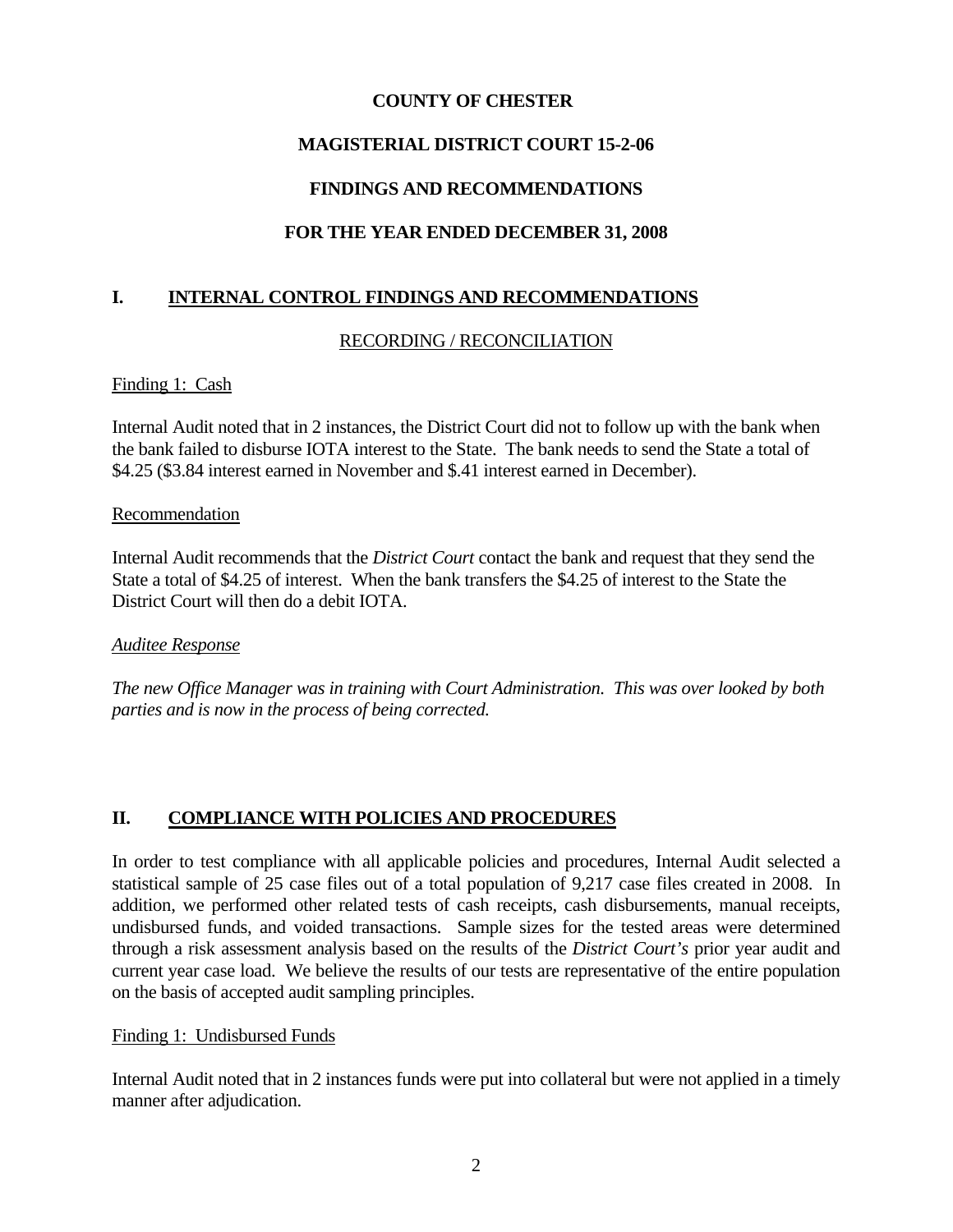# COUNTY OF CHESTER

# MAGISTERIAL DISTRICT COURT 15-2-06

# FINDINGS AND RECOMMENDATIONS

# FOR THE YEAR ENDED DECEMBER 31, 2008

## I. INTERNAL CONTROL FINDINGS AND RECOMMENDATIONS

### RECORDING / RECONCILIATION

Finding 1: Cash

Internal Audit noted that in 2 instances, the District Court did not to follow up with the bank when the bank failed to disburse IOTA interest to the State. The bank needs to send the State a total of $4.25 ($3.84 interest earned in November and $.41 interest earned in December).

Recommendation

Internal Audit recommends that the *District Court* contact the bank and request that they send the State a total of $4.25 of interest. When the bank transfers the $4.25 of interest to the State the District Court will then do a debit IOTA.

*Auditee Response*

*The new Office Manager was in training with Court Administration. This was over looked by both parties and is now in the process of being corrected.*

## II. COMPLIANCE WITH POLICIES AND PROCEDURES

In order to test compliance with all applicable policies and procedures, Internal Audit selected a statistical sample of 25 case files out of a total population of 9,217 case files created in 2008. In addition, we performed other related tests of cash receipts, cash disbursements, manual receipts, undisbursed funds, and voided transactions. Sample sizes for the tested areas were determined through a risk assessment analysis based on the results of the *District Court's* prior year audit and current year case load. We believe the results of our tests are representative of the entire population on the basis of accepted audit sampling principles.

Finding 1: Undisbursed Funds

Internal Audit noted that in 2 instances funds were put into collateral but were not applied in a timely manner after adjudication.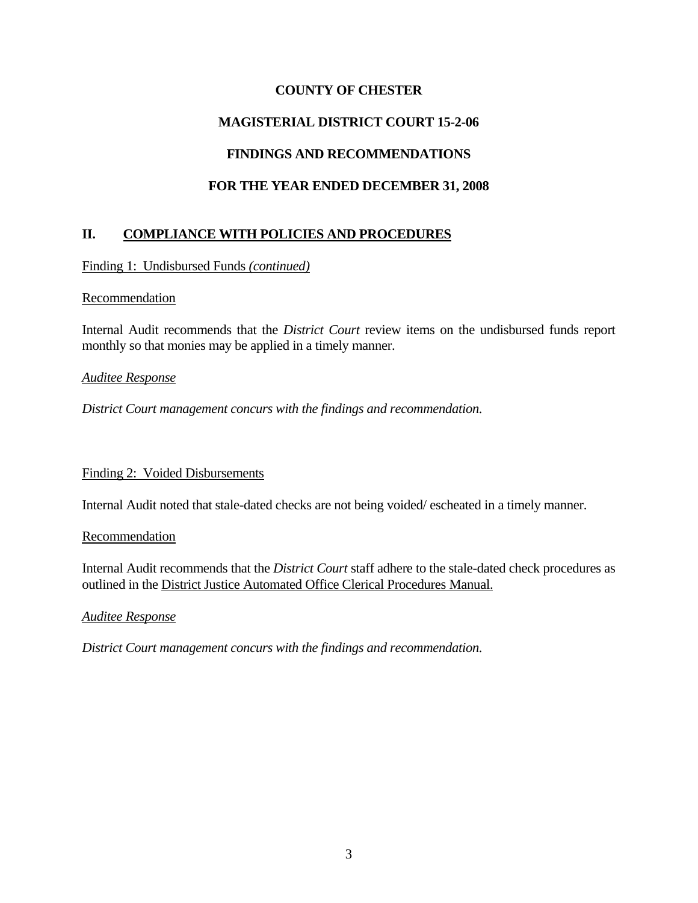**COUNTY OF CHESTER**

**MAGISTERIAL DISTRICT COURT 15-2-06**

**FINDINGS AND RECOMMENDATIONS**

**FOR THE YEAR ENDED DECEMBER 31, 2008**

## II. COMPLIANCE WITH POLICIES AND PROCEDURES

Finding 1: Undisbursed Funds *(continued)*

Recommendation

Internal Audit recommends that the *District Court* review items on the undisbursed funds report monthly so that monies may be applied in a timely manner.

*Auditee Response*

*District Court management concurs with the findings and recommendation.*

Finding 2: Voided Disbursements

Internal Audit noted that stale-dated checks are not being voided/ escheated in a timely manner.

Recommendation

Internal Audit recommends that the *District Court* staff adhere to the stale-dated check procedures as outlined in the District Justice Automated Office Clerical Procedures Manual.

*Auditee Response*

*District Court management concurs with the findings and recommendation.*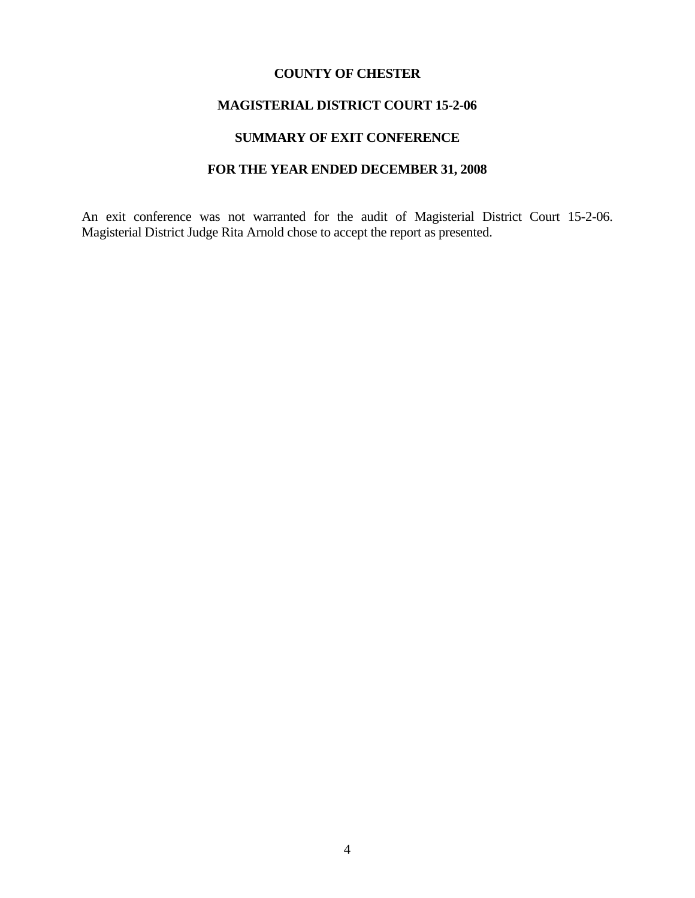**COUNTY OF CHESTER**

**MAGISTERIAL DISTRICT COURT 15-2-06**

**SUMMARY OF EXIT CONFERENCE**

**FOR THE YEAR ENDED DECEMBER 31, 2008**

An exit conference was not warranted for the audit of Magisterial District Court 15-2-06. Magisterial District Judge Rita Arnold chose to accept the report as presented.